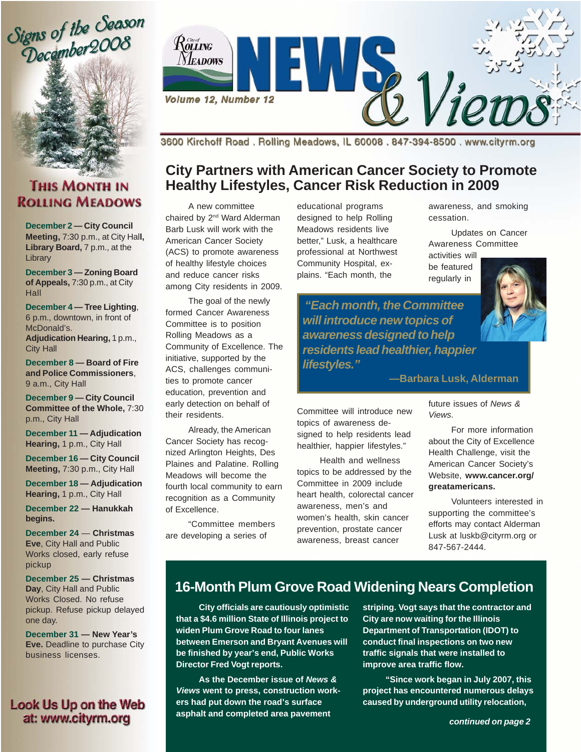Signs of the Season December 2008

# Rolling Meadows NEWS & Views

*Volume 12, Number 12*

3600 Kirchoff Road . Rolling Meadows, IL 60008 . 847-394-8500 . www.cityrm.org

## This Month in Rolling Meadows

**December 2 — City Council Meeting,** 7:30 p.m., at City Hall, **Library Board,** 7 p.m., at the Library

**December 3 — Zoning Board of Appeals,** 7:30 p.m., at City Hall

**December 4 — Tree Lighting**, 6 p.m., downtown, in front of McDonald's. **Adjudication Hearing,** 1 p.m., City Hall

**December 8 — Board of Fire and Police Commissioners**, 9 a.m., City Hall

**December 9 — City Council Committee of the Whole,** 7:30 p.m., City Hall

**December 11 — Adjudication Hearing,** 1 p.m., City Hall

**December 16 — City Council Meeting,** 7:30 p.m., City Hall

**December 18 — Adjudication Hearing,** 1 p.m., City Hall

**December 22 — Hanukkah begins.**

**December 24 — Christmas Eve**, City Hall and Public Works closed, early refuse pickup

**December 25 — Christmas Day**, City Hall and Public Works Closed. No refuse pickup. Refuse pickup delayed one day.

**December 31 — New Year's Eve.** Deadline to purchase City business licenses.

Look Us Up on the Web at: www.cityrm.org

## City Partners with American Cancer Society to Promote Healthy Lifestyles, Cancer Risk Reduction in 2009

A new committee chaired by 2nd Ward Alderman Barb Lusk will work with the American Cancer Society (ACS) to promote awareness of healthy lifestyle choices and reduce cancer risks among City residents in 2009.

The goal of the newly formed Cancer Awareness Committee is to position Rolling Meadows as a Community of Excellence. The initiative, supported by the ACS, challenges communities to promote cancer education, prevention and early detection on behalf of their residents.

Already, the American Cancer Society has recognized Arlington Heights, Des Plaines and Palatine. Rolling Meadows will become the fourth local community to earn recognition as a Community of Excellence.

"Committee members are developing a series of educational programs designed to help Rolling Meadows residents live better," Lusk, a healthcare professional at Northwest Community Hospital, explains. "Each month, the Committee will introduce new topics of awareness designed to help residents lead healthier, happier lifestyles."

> ***"Each month, the Committee will introduce new topics of awareness designed to help residents lead healthier, happier lifestyles."***
>
> **—Barbara Lusk, Alderman**

Health and wellness topics to be addressed by the Committee in 2009 include heart health, colorectal cancer awareness, men's and women's health, skin cancer prevention, prostate cancer awareness, breast cancer awareness, and smoking cessation.

Updates on Cancer Awareness Committee activities will be featured regularly in future issues of *News & Views.*

For more information about the City of Excellence Health Challenge, visit the American Cancer Society's Website, **www.cancer.org/greatamericans.**

Volunteers interested in supporting the committee's efforts may contact Alderman Lusk at luskb@cityrm.org or 847-567-2444.

## 16-Month Plum Grove Road Widening Nears Completion

**City officials are cautiously optimistic that a $4.6 million State of Illinois project to widen Plum Grove Road to four lanes between Emerson and Bryant Avenues will be finished by year's end, Public Works Director Fred Vogt reports.**

**As the December issue of *News & Views* went to press, construction workers had put down the road's surface asphalt and completed area pavement striping. Vogt says that the contractor and City are now waiting for the Illinois Department of Transportation (IDOT) to conduct final inspections on two new traffic signals that were installed to improve area traffic flow.**

**"Since work began in July 2007, this project has encountered numerous delays caused by underground utility relocation,**

***continued on page 2***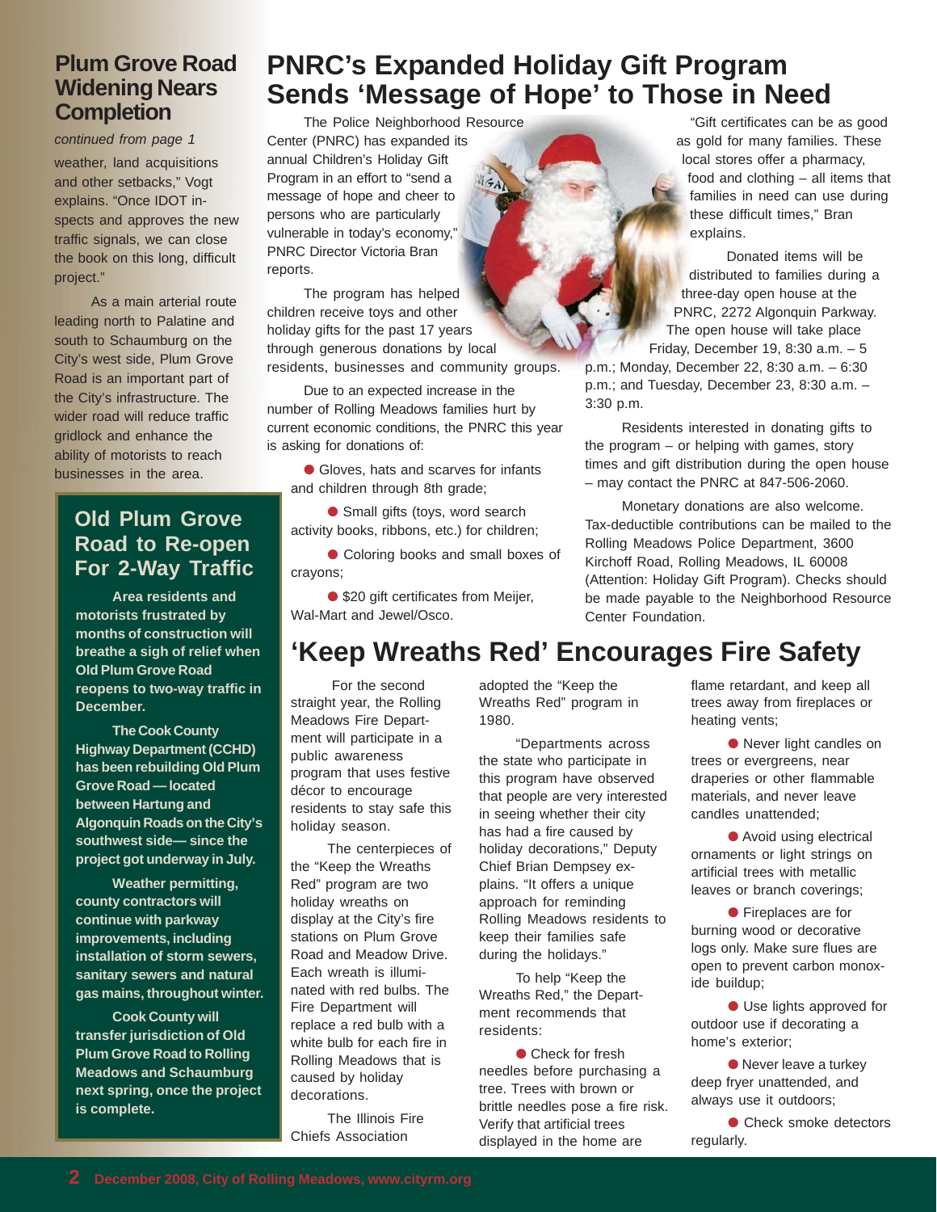## Plum Grove Road Widening Nears Completion

*continued from page 1*

weather, land acquisitions and other setbacks," Vogt explains. "Once IDOT inspects and approves the new traffic signals, we can close the book on this long, difficult project."

As a main arterial route leading north to Palatine and south to Schaumburg on the City's west side, Plum Grove Road is an important part of the City's infrastructure. The wider road will reduce traffic gridlock and enhance the ability of motorists to reach businesses in the area.

## Old Plum Grove Road to Re-open For 2-Way Traffic

**Area residents and motorists frustrated by months of construction will breathe a sigh of relief when Old Plum Grove Road reopens to two-way traffic in December.**

**The Cook County Highway Department (CCHD) has been rebuilding Old Plum Grove Road — located between Hartung and Algonquin Roads on the City's southwest side— since the project got underway in July.**

**Weather permitting, county contractors will continue with parkway improvements, including installation of storm sewers, sanitary sewers and natural gas mains, throughout winter.**

**Cook County will transfer jurisdiction of Old Plum Grove Road to Rolling Meadows and Schaumburg next spring, once the project is complete.**

# PNRC's Expanded Holiday Gift Program Sends 'Message of Hope' to Those in Need

The Police Neighborhood Resource Center (PNRC) has expanded its annual Children's Holiday Gift Program in an effort to "send a message of hope and cheer to persons who are particularly vulnerable in today's economy," PNRC Director Victoria Bran reports.

The program has helped children receive toys and other holiday gifts for the past 17 years through generous donations by local residents, businesses and community groups.

Due to an expected increase in the number of Rolling Meadows families hurt by current economic conditions, the PNRC this year is asking for donations of:

- Gloves, hats and scarves for infants and children through 8th grade;
- Small gifts (toys, word search activity books, ribbons, etc.) for children;
- Coloring books and small boxes of crayons;
- $20 gift certificates from Meijer, Wal-Mart and Jewel/Osco.

"Gift certificates can be as good as gold for many families. These local stores offer a pharmacy, food and clothing – all items that families in need can use during these difficult times," Bran explains.

Donated items will be distributed to families during a three-day open house at the PNRC, 2272 Algonquin Parkway. The open house will take place Friday, December 19, 8:30 a.m. – 5 p.m.; Monday, December 22, 8:30 a.m. – 6:30 p.m.; and Tuesday, December 23, 8:30 a.m. – 3:30 p.m.

Residents interested in donating gifts to the program – or helping with games, story times and gift distribution during the open house – may contact the PNRC at 847-506-2060.

Monetary donations are also welcome. Tax-deductible contributions can be mailed to the Rolling Meadows Police Department, 3600 Kirchoff Road, Rolling Meadows, IL 60008 (Attention: Holiday Gift Program). Checks should be made payable to the Neighborhood Resource Center Foundation.

# 'Keep Wreaths Red' Encourages Fire Safety

For the second straight year, the Rolling Meadows Fire Department will participate in a public awareness program that uses festive décor to encourage residents to stay safe this holiday season.

The centerpieces of the "Keep the Wreaths Red" program are two holiday wreaths on display at the City's fire stations on Plum Grove Road and Meadow Drive. Each wreath is illuminated with red bulbs. The Fire Department will replace a red bulb with a white bulb for each fire in Rolling Meadows that is caused by holiday decorations.

The Illinois Fire Chiefs Association adopted the "Keep the Wreaths Red" program in 1980.

"Departments across the state who participate in this program have observed that people are very interested in seeing whether their city has had a fire caused by holiday decorations," Deputy Chief Brian Dempsey explains. "It offers a unique approach for reminding Rolling Meadows residents to keep their families safe during the holidays."

To help "Keep the Wreaths Red," the Department recommends that residents:

- Check for fresh needles before purchasing a tree. Trees with brown or brittle needles pose a fire risk. Verify that artificial trees displayed in the home are flame retardant, and keep all trees away from fireplaces or heating vents;
- Never light candles on trees or evergreens, near draperies or other flammable materials, and never leave candles unattended;
- Avoid using electrical ornaments or light strings on artificial trees with metallic leaves or branch coverings;
- Fireplaces are for burning wood or decorative logs only. Make sure flues are open to prevent carbon monoxide buildup;
- Use lights approved for outdoor use if decorating a home's exterior;
- Never leave a turkey deep fryer unattended, and always use it outdoors;
- Check smoke detectors regularly.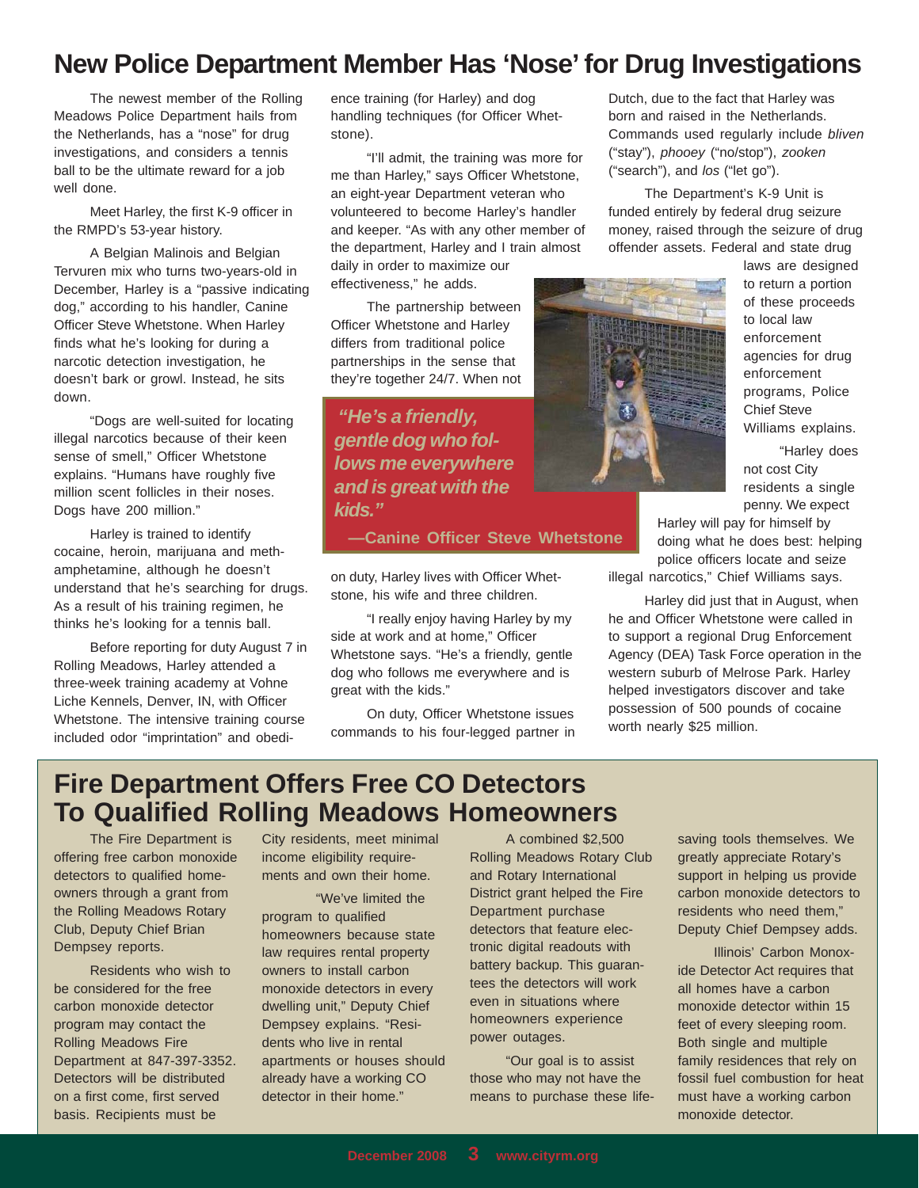# New Police Department Member Has 'Nose' for Drug Investigations

The newest member of the Rolling Meadows Police Department hails from the Netherlands, has a "nose" for drug investigations, and considers a tennis ball to be the ultimate reward for a job well done.

Meet Harley, the first K-9 officer in the RMPD's 53-year history.

A Belgian Malinois and Belgian Tervuren mix who turns two-years-old in December, Harley is a "passive indicating dog," according to his handler, Canine Officer Steve Whetstone. When Harley finds what he's looking for during a narcotic detection investigation, he doesn't bark or growl. Instead, he sits down.

"Dogs are well-suited for locating illegal narcotics because of their keen sense of smell," Officer Whetstone explains. "Humans have roughly five million scent follicles in their noses. Dogs have 200 million."

Harley is trained to identify cocaine, heroin, marijuana and methamphetamine, although he doesn't understand that he's searching for drugs. As a result of his training regimen, he thinks he's looking for a tennis ball.

Before reporting for duty August 7 in Rolling Meadows, Harley attended a three-week training academy at Vohne Liche Kennels, Denver, IN, with Officer Whetstone. The intensive training course included odor "imprintation" and obedience training (for Harley) and dog handling techniques (for Officer Whetstone).

"I'll admit, the training was more for me than Harley," says Officer Whetstone, an eight-year Department veteran who volunteered to become Harley's handler and keeper. "As with any other member of the department, Harley and I train almost daily in order to maximize our effectiveness," he adds.

The partnership between Officer Whetstone and Harley differs from traditional police partnerships in the sense that they're together 24/7. When not on duty, Harley lives with Officer Whetstone, his wife and three children.

> ***"He's a friendly, gentle dog who follows me everywhere and is great with the kids."***
>
> **—Canine Officer Steve Whetstone**

"I really enjoy having Harley by my side at work and at home," Officer Whetstone says. "He's a friendly, gentle dog who follows me everywhere and is great with the kids."

On duty, Officer Whetstone issues commands to his four-legged partner in Dutch, due to the fact that Harley was born and raised in the Netherlands. Commands used regularly include *bliven* ("stay"), *phooey* ("no/stop"), *zooken* ("search"), and *los* ("let go").

The Department's K-9 Unit is funded entirely by federal drug seizure money, raised through the seizure of drug offender assets. Federal and state drug laws are designed to return a portion of these proceeds to local law enforcement agencies for drug enforcement programs, Police Chief Steve Williams explains.

"Harley does not cost City residents a single penny. We expect Harley will pay for himself by doing what he does best: helping police officers locate and seize illegal narcotics," Chief Williams says.

Harley did just that in August, when he and Officer Whetstone were called in to support a regional Drug Enforcement Agency (DEA) Task Force operation in the western suburb of Melrose Park. Harley helped investigators discover and take possession of 500 pounds of cocaine worth nearly $25 million.

# Fire Department Offers Free CO Detectors To Qualified Rolling Meadows Homeowners

The Fire Department is offering free carbon monoxide detectors to qualified homeowners through a grant from the Rolling Meadows Rotary Club, Deputy Chief Brian Dempsey reports.

Residents who wish to be considered for the free carbon monoxide detector program may contact the Rolling Meadows Fire Department at 847-397-3352. Detectors will be distributed on a first come, first served basis. Recipients must be City residents, meet minimal income eligibility requirements and own their home.

"We've limited the program to qualified homeowners because state law requires rental property owners to install carbon monoxide detectors in every dwelling unit," Deputy Chief Dempsey explains. "Residents who live in rental apartments or houses should already have a working CO detector in their home."

A combined $2,500 Rolling Meadows Rotary Club and Rotary International District grant helped the Fire Department purchase detectors that feature electronic digital readouts with battery backup. This guarantees the detectors will work even in situations where homeowners experience power outages.

"Our goal is to assist those who may not have the means to purchase these life-saving tools themselves. We greatly appreciate Rotary's support in helping us provide carbon monoxide detectors to residents who need them," Deputy Chief Dempsey adds.

Illinois' Carbon Monoxide Detector Act requires that all homes have a carbon monoxide detector within 15 feet of every sleeping room. Both single and multiple family residences that rely on fossil fuel combustion for heat must have a working carbon monoxide detector.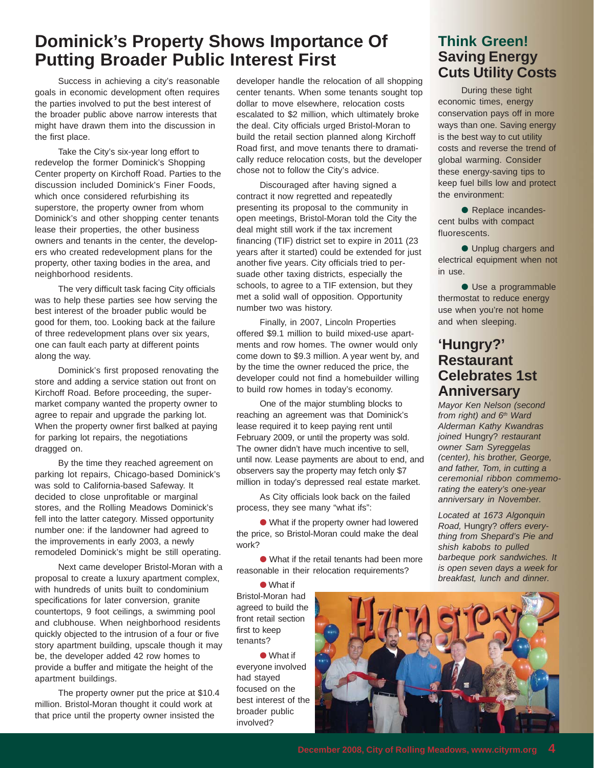# Dominick's Property Shows Importance Of Putting Broader Public Interest First

Success in achieving a city's reasonable goals in economic development often requires the parties involved to put the best interest of the broader public above narrow interests that might have drawn them into the discussion in the first place.

Take the City's six-year long effort to redevelop the former Dominick's Shopping Center property on Kirchoff Road. Parties to the discussion included Dominick's Finer Foods, which once considered refurbishing its superstore, the property owner from whom Dominick's and other shopping center tenants lease their properties, the other business owners and tenants in the center, the developers who created redevelopment plans for the property, other taxing bodies in the area, and neighborhood residents.

The very difficult task facing City officials was to help these parties see how serving the best interest of the broader public would be good for them, too. Looking back at the failure of three redevelopment plans over six years, one can fault each party at different points along the way.

Dominick's first proposed renovating the store and adding a service station out front on Kirchoff Road. Before proceeding, the supermarket company wanted the property owner to agree to repair and upgrade the parking lot. When the property owner first balked at paying for parking lot repairs, the negotiations dragged on.

By the time they reached agreement on parking lot repairs, Chicago-based Dominick's was sold to California-based Safeway. It decided to close unprofitable or marginal stores, and the Rolling Meadows Dominick's fell into the latter category. Missed opportunity number one: if the landowner had agreed to the improvements in early 2003, a newly remodeled Dominick's might be still operating.

Next came developer Bristol-Moran with a proposal to create a luxury apartment complex, with hundreds of units built to condominium specifications for later conversion, granite countertops, 9 foot ceilings, a swimming pool and clubhouse. When neighborhood residents quickly objected to the intrusion of a four or five story apartment building, upscale though it may be, the developer added 42 row homes to provide a buffer and mitigate the height of the apartment buildings.

The property owner put the price at $10.4 million. Bristol-Moran thought it could work at that price until the property owner insisted the developer handle the relocation of all shopping center tenants. When some tenants sought top dollar to move elsewhere, relocation costs escalated to $2 million, which ultimately broke the deal. City officials urged Bristol-Moran to build the retail section planned along Kirchoff Road first, and move tenants there to dramatically reduce relocation costs, but the developer chose not to follow the City's advice.

Discouraged after having signed a contract it now regretted and repeatedly presenting its proposal to the community in open meetings, Bristol-Moran told the City the deal might still work if the tax increment financing (TIF) district set to expire in 2011 (23 years after it started) could be extended for just another five years. City officials tried to persuade other taxing districts, especially the schools, to agree to a TIF extension, but they met a solid wall of opposition. Opportunity number two was history.

Finally, in 2007, Lincoln Properties offered $9.1 million to build mixed-use apartments and row homes. The owner would only come down to $9.3 million. A year went by, and by the time the owner reduced the price, the developer could not find a homebuilder willing to build row homes in today's economy.

One of the major stumbling blocks to reaching an agreement was that Dominick's lease required it to keep paying rent until February 2009, or until the property was sold. The owner didn't have much incentive to sell, until now. Lease payments are about to end, and observers say the property may fetch only $7 million in today's depressed real estate market.

As City officials look back on the failed process, they see many "what ifs":

- What if the property owner had lowered the price, so Bristol-Moran could make the deal work?
- What if the retail tenants had been more reasonable in their relocation requirements?
- What if Bristol-Moran had agreed to build the front retail section first to keep tenants?
- What if everyone involved had stayed focused on the best interest of the broader public involved?

## Think Green! Saving Energy Cuts Utility Costs

During these tight economic times, energy conservation pays off in more ways than one. Saving energy is the best way to cut utility costs and reverse the trend of global warming. Consider these energy-saving tips to keep fuel bills low and protect the environment:

- Replace incandescent bulbs with compact fluorescents.
- Unplug chargers and electrical equipment when not in use.
- Use a programmable thermostat to reduce energy use when you're not home and when sleeping.

## 'Hungry?' Restaurant Celebrates 1st Anniversary

*Mayor Ken Nelson (second from right) and 6th Ward Alderman Kathy Kwandras joined* Hungry? *restaurant owner Sam Syreggelas (center), his brother, George, and father, Tom, in cutting a ceremonial ribbon commemorating the eatery's one-year anniversary in November.*

*Located at 1673 Algonquin Road,* Hungry? *offers everything from Shepard's Pie and shish kabobs to pulled barbeque pork sandwiches. It is open seven days a week for breakfast, lunch and dinner.*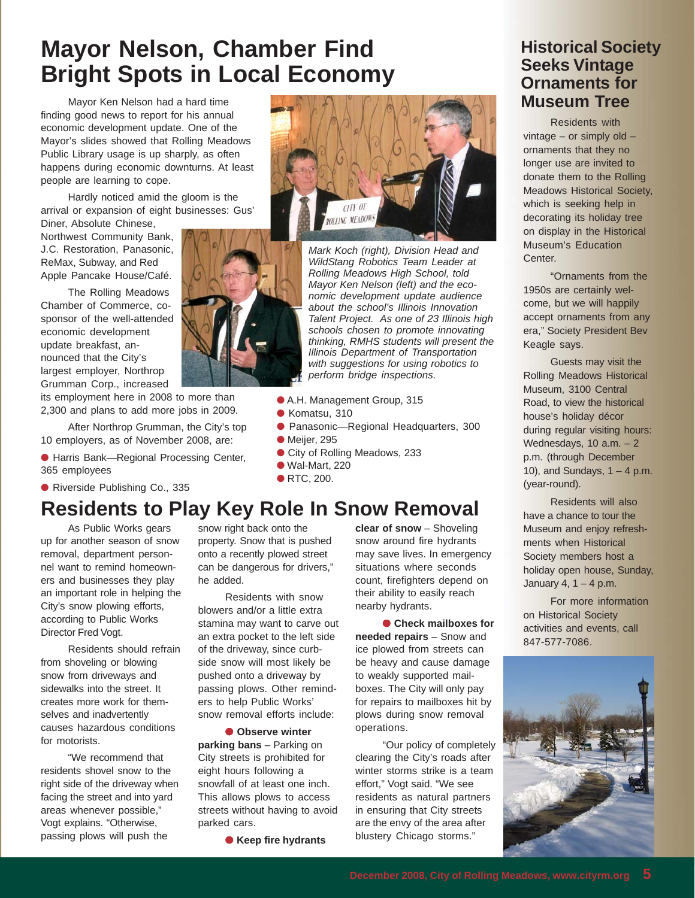# Mayor Nelson, Chamber Find Bright Spots in Local Economy

Mayor Ken Nelson had a hard time finding good news to report for his annual economic development update. One of the Mayor's slides showed that Rolling Meadows Public Library usage is up sharply, as often happens during economic downturns. At least people are learning to cope.

Hardly noticed amid the gloom is the arrival or expansion of eight businesses: Gus' Diner, Absolute Chinese, Northwest Community Bank, J.C. Restoration, Panasonic, ReMax, Subway, and Red Apple Pancake House/Café.

The Rolling Meadows Chamber of Commerce, co-sponsor of the well-attended economic development update breakfast, announced that the City's largest employer, Northrop Grumman Corp., increased its employment here in 2008 to more than 2,300 and plans to add more jobs in 2009.

After Northrop Grumman, the City's top 10 employers, as of November 2008, are:

- Harris Bank—Regional Processing Center, 365 employees
- Riverside Publishing Co., 335
- A.H. Management Group, 315
- Komatsu, 310
- Panasonic—Regional Headquarters, 300
- Meijer, 295
- City of Rolling Meadows, 233
- Wal-Mart, 220
- RTC, 200.

*Mark Koch (right), Division Head and WildStang Robotics Team Leader at Rolling Meadows High School, told Mayor Ken Nelson (left) and the economic development update audience about the school's Illinois Innovation Talent Project. As one of 23 Illinois high schools chosen to promote innovating thinking, RMHS students will present the Illinois Department of Transportation with suggestions for using robotics to perform bridge inspections.*

# Residents to Play Key Role In Snow Removal

As Public Works gears up for another season of snow removal, department personnel want to remind homeowners and businesses they play an important role in helping the City's snow plowing efforts, according to Public Works Director Fred Vogt.

Residents should refrain from shoveling or blowing snow from driveways and sidewalks into the street. It creates more work for themselves and inadvertently causes hazardous conditions for motorists.

"We recommend that residents shovel snow to the right side of the driveway when facing the street and into yard areas whenever possible," Vogt explains. "Otherwise, passing plows will push the snow right back onto the property. Snow that is pushed onto a recently plowed street can be dangerous for drivers," he added.

Residents with snow blowers and/or a little extra stamina may want to carve out an extra pocket to the left side of the driveway, since curbside snow will most likely be pushed onto a driveway by passing plows. Other reminders to help Public Works' snow removal efforts include:

- **Observe winter parking bans** – Parking on City streets is prohibited for eight hours following a snowfall of at least one inch. This allows plows to access streets without having to avoid parked cars.
- **Keep fire hydrants clear of snow** – Shoveling snow around fire hydrants may save lives. In emergency situations where seconds count, firefighters depend on their ability to easily reach nearby hydrants.
- **Check mailboxes for needed repairs** – Snow and ice plowed from streets can be heavy and cause damage to weakly supported mailboxes. The City will only pay for repairs to mailboxes hit by plows during snow removal operations.

"Our policy of completely clearing the City's roads after winter storms strike is a team effort," Vogt said. "We see residents as natural partners in ensuring that City streets are the envy of the area after blustery Chicago storms."

# Historical Society Seeks Vintage Ornaments for Museum Tree

Residents with vintage – or simply old – ornaments that they no longer use are invited to donate them to the Rolling Meadows Historical Society, which is seeking help in decorating its holiday tree on display in the Historical Museum's Education Center.

"Ornaments from the 1950s are certainly welcome, but we will happily accept ornaments from any era," Society President Bev Keagle says.

Guests may visit the Rolling Meadows Historical Museum, 3100 Central Road, to view the historical house's holiday décor during regular visiting hours: Wednesdays, 10 a.m. – 2 p.m. (through December 10), and Sundays, 1 – 4 p.m. (year-round).

Residents will also have a chance to tour the Museum and enjoy refreshments when Historical Society members host a holiday open house, Sunday, January 4, 1 – 4 p.m.

For more information on Historical Society activities and events, call 847-577-7086.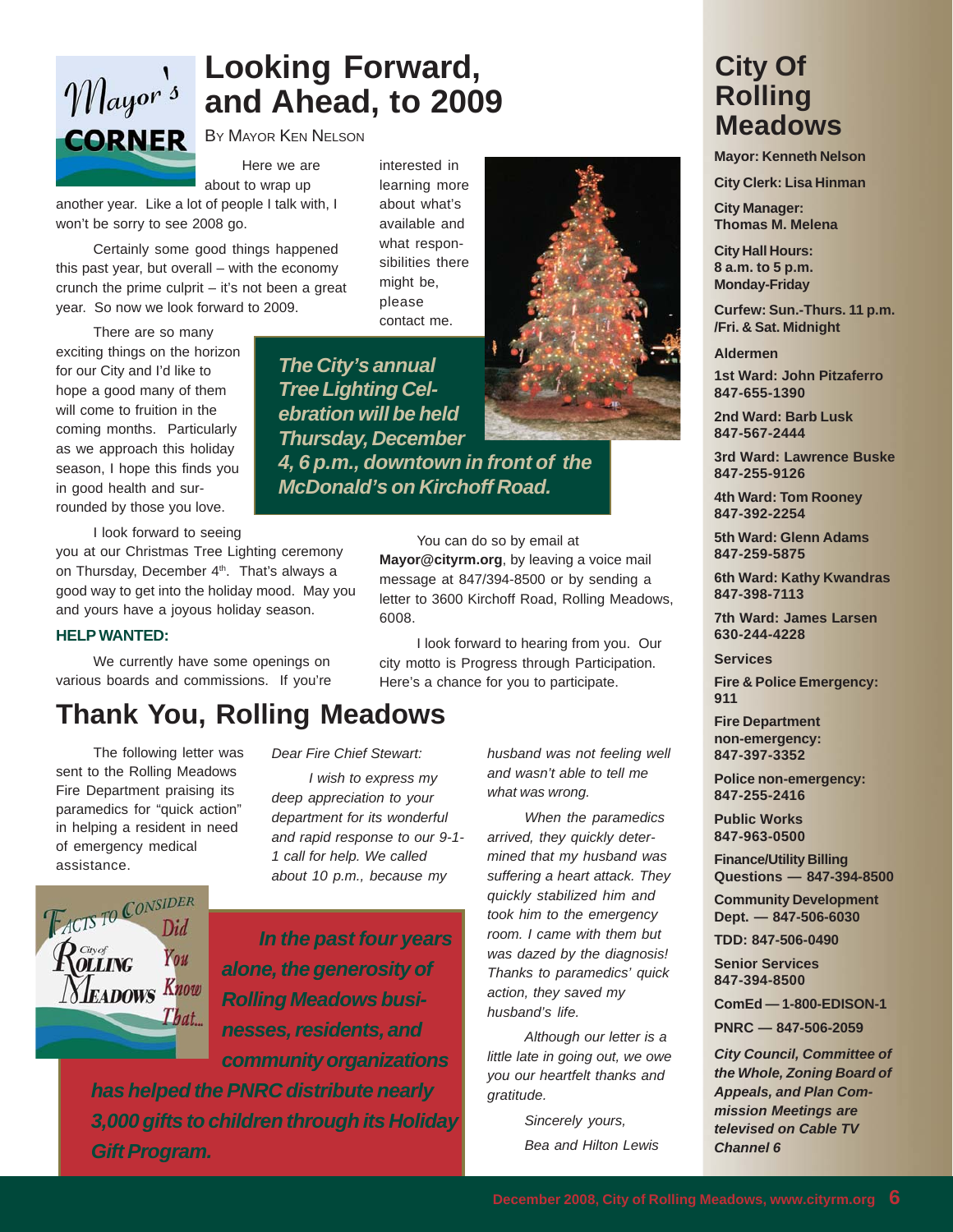Mayor's CORNER

# Looking Forward, and Ahead, to 2009

By Mayor Ken Nelson

Here we are about to wrap up another year. Like a lot of people I talk with, I won't be sorry to see 2008 go.

Certainly some good things happened this past year, but overall – with the economy crunch the prime culprit – it's not been a great year. So now we look forward to 2009.

There are so many exciting things on the horizon for our City and I'd like to hope a good many of them will come to fruition in the coming months. Particularly as we approach this holiday season, I hope this finds you in good health and surrounded by those you love.

I look forward to seeing you at our Christmas Tree Lighting ceremony on Thursday, December 4th. That's always a good way to get into the holiday mood. May you and yours have a joyous holiday season.

**HELP WANTED:**

We currently have some openings on various boards and commissions. If you're interested in learning more about what's available and what responsibilities there might be, please contact me.

***The City's annual Tree Lighting Celebration will be held Thursday, December 4, 6 p.m., downtown in front of the McDonald's on Kirchoff Road.***

You can do so by email at **Mayor@cityrm.org**, by leaving a voice mail message at 847/394-8500 or by sending a letter to 3600 Kirchoff Road, Rolling Meadows, 6008.

I look forward to hearing from you. Our city motto is Progress through Participation. Here's a chance for you to participate.

# Thank You, Rolling Meadows

The following letter was sent to the Rolling Meadows Fire Department praising its paramedics for "quick action" in helping a resident in need of emergency medical assistance.

*Dear Fire Chief Stewart:*

*I wish to express my deep appreciation to your department for its wonderful and rapid response to our 9-1-1 call for help. We called about 10 p.m., because my husband was not feeling well and wasn't able to tell me what was wrong.*

*When the paramedics arrived, they quickly determined that my husband was suffering a heart attack. They quickly stabilized him and took him to the emergency room. I came with them but was dazed by the diagnosis! Thanks to paramedics' quick action, they saved my husband's life.*

*Although our letter is a little late in going out, we owe you our heartfelt thanks and gratitude.*

*Sincerely yours,*

*Bea and Hilton Lewis*

Facts to Consider — City of Rolling Meadows — Did You Know That...

***In the past four years alone, the generosity of Rolling Meadows businesses, residents, and community organizations has helped the PNRC distribute nearly 3,000 gifts to children through its Holiday Gift Program.***

## City Of Rolling Meadows

**Mayor: Kenneth Nelson**

**City Clerk: Lisa Hinman**

**City Manager: Thomas M. Melena**

**City Hall Hours: 8 a.m. to 5 p.m. Monday-Friday**

**Curfew: Sun.-Thurs. 11 p.m. /Fri. & Sat. Midnight**

**Aldermen**

**1st Ward: John Pitzaferro 847-655-1390**

**2nd Ward: Barb Lusk 847-567-2444**

**3rd Ward: Lawrence Buske 847-255-9126**

**4th Ward: Tom Rooney 847-392-2254**

**5th Ward: Glenn Adams 847-259-5875**

**6th Ward: Kathy Kwandras 847-398-7113**

**7th Ward: James Larsen 630-244-4228**

**Services**

**Fire & Police Emergency: 911**

**Fire Department non-emergency: 847-397-3352**

**Police non-emergency: 847-255-2416**

**Public Works 847-963-0500**

**Finance/Utility Billing Questions — 847-394-8500**

**Community Development Dept. — 847-506-6030**

**TDD: 847-506-0490**

**Senior Services 847-394-8500**

**ComEd — 1-800-EDISON-1**

**PNRC — 847-506-2059**

***City Council, Committee of the Whole, Zoning Board of Appeals, and Plan Commission Meetings are televised on Cable TV Channel 6***